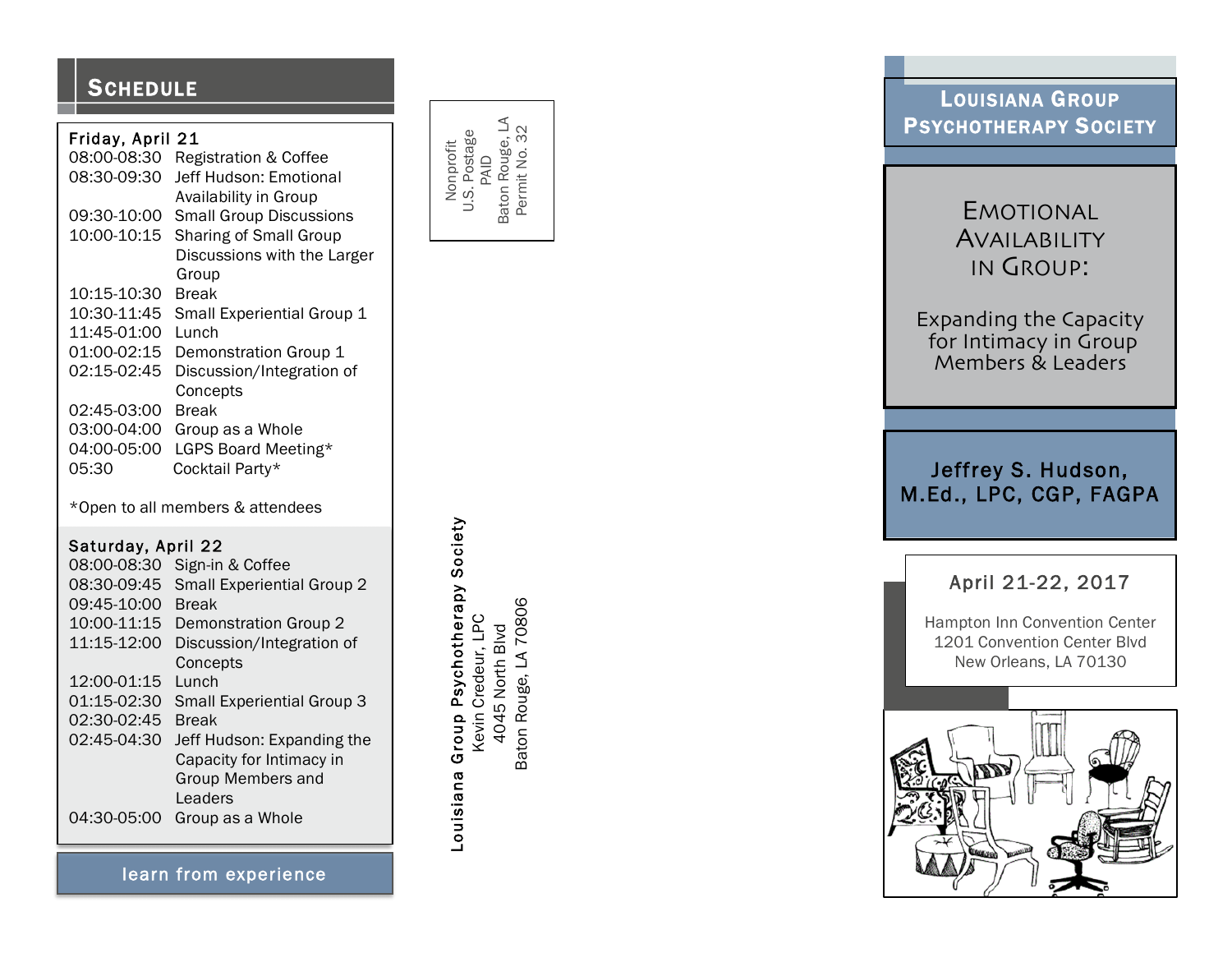## Schedule

**Friday, April 21**

| | |
|---|---|
| 08:00-08:30 | Registration & Coffee |
| 08:30-09:30 | Jeff Hudson: Emotional Availability in Group |
| 09:30-10:00 | Small Group Discussions |
| 10:00-10:15 | Sharing of Small Group Discussions with the Larger Group |
| 10:15-10:30 | Break |
| 10:30-11:45 | Small Experiential Group 1 |
| 11:45-01:00 | Lunch |
| 01:00-02:15 | Demonstration Group 1 |
| 02:15-02:45 | Discussion/Integration of Concepts |
| 02:45-03:00 | Break |
| 03:00-04:00 | Group as a Whole |
| 04:00-05:00 | LGPS Board Meeting* |
| 05:30 | Cocktail Party* |

*Open to all members & attendees

**Saturday, April 22**

| | |
|---|---|
| 08:00-08:30 | Sign-in & Coffee |
| 08:30-09:45 | Small Experiential Group 2 |
| 09:45-10:00 | Break |
| 10:00-11:15 | Demonstration Group 2 |
| 11:15-12:00 | Discussion/Integration of Concepts |
| 12:00-01:15 | Lunch |
| 01:15-02:30 | Small Experiential Group 3 |
| 02:30-02:45 | Break |
| 02:45-04:30 | Jeff Hudson: Expanding the Capacity for Intimacy in Group Members and Leaders |
| 04:30-05:00 | Group as a Whole |

learn from experience

Nonprofit
U.S. Postage
PAID
Baton Rouge, LA
Permit No. 32

**Louisiana Group Psychotherapy Society**
Kevin Credeur, LPC
4045 North Blvd
Baton Rouge, LA 70806

# Louisiana Group Psychotherapy Society

## Emotional Availability in Group:

### Expanding the Capacity for Intimacy in Group Members & Leaders

**Jeffrey S. Hudson, M.Ed., LPC, CGP, FAGPA**

April 21-22, 2017

Hampton Inn Convention Center
1201 Convention Center Blvd
New Orleans, LA 70130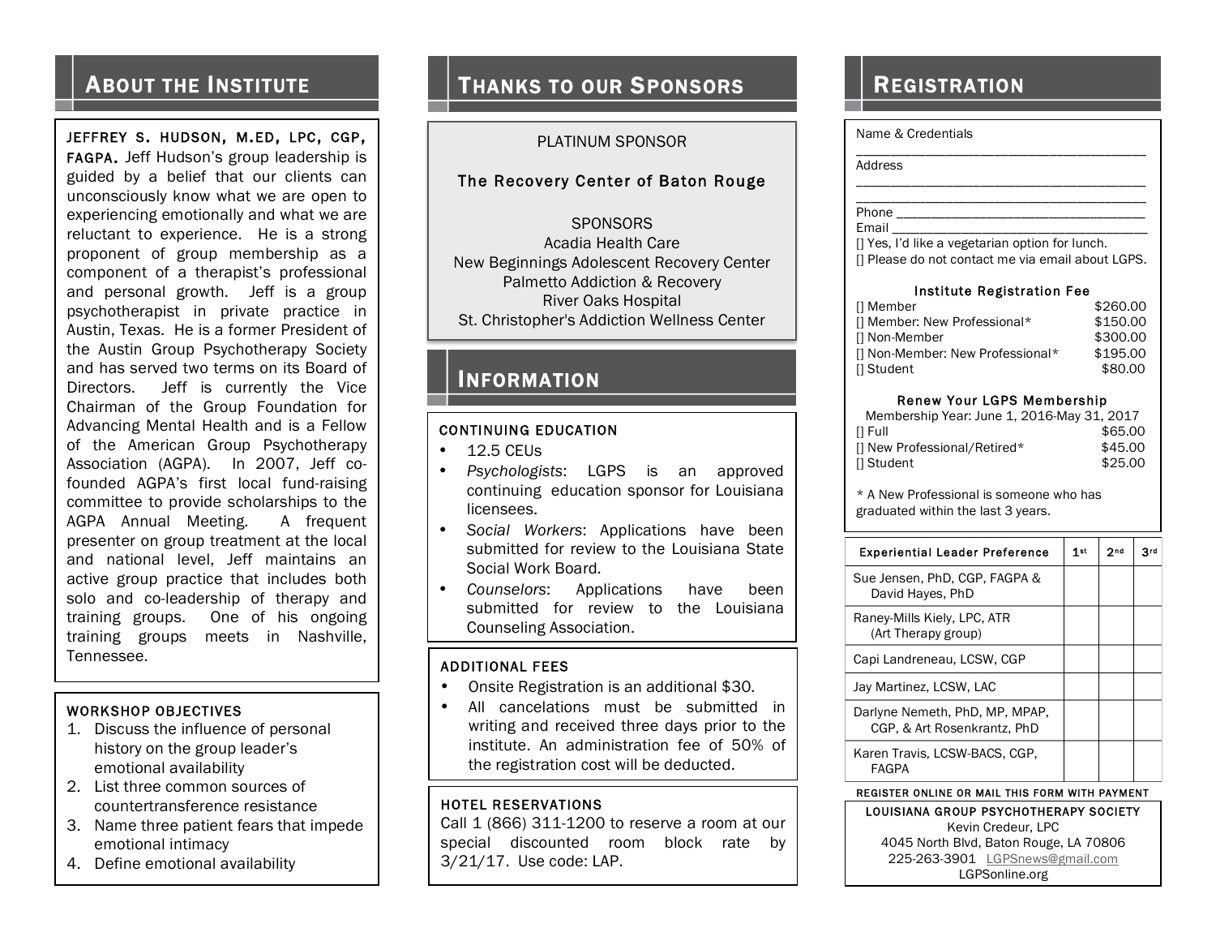## About the Institute

**JEFFREY S. HUDSON, M.ED, LPC, CGP, FAGPA.** Jeff Hudson's group leadership is guided by a belief that our clients can unconsciously know what we are open to experiencing emotionally and what we are reluctant to experience. He is a strong proponent of group membership as a component of a therapist's professional and personal growth. Jeff is a group psychotherapist in private practice in Austin, Texas. He is a former President of the Austin Group Psychotherapy Society and has served two terms on its Board of Directors. Jeff is currently the Vice Chairman of the Group Foundation for Advancing Mental Health and is a Fellow of the American Group Psychotherapy Association (AGPA). In 2007, Jeff co-founded AGPA's first local fund-raising committee to provide scholarships to the AGPA Annual Meeting. A frequent presenter on group treatment at the local and national level, Jeff maintains an active group practice that includes both solo and co-leadership of therapy and training groups. One of his ongoing training groups meets in Nashville, Tennessee.

### WORKSHOP OBJECTIVES

1. Discuss the influence of personal history on the group leader's emotional availability
2. List three common sources of countertransference resistance
3. Name three patient fears that impede emotional intimacy
4. Define emotional availability

## Thanks to our Sponsors

PLATINUM SPONSOR

**The Recovery Center of Baton Rouge**

SPONSORS

Acadia Health Care
New Beginnings Adolescent Recovery Center
Palmetto Addiction & Recovery
River Oaks Hospital
St. Christopher's Addiction Wellness Center

## Information

### CONTINUING EDUCATION

- 12.5 CEUs
- *Psychologists*: LGPS is an approved continuing education sponsor for Louisiana licensees.
- *Social Workers*: Applications have been submitted for review to the Louisiana State Social Work Board.
- *Counselors*: Applications have been submitted for review to the Louisiana Counseling Association.

### ADDITIONAL FEES

- Onsite Registration is an additional $30.
- All cancelations must be submitted in writing and received three days prior to the institute. An administration fee of 50% of the registration cost will be deducted.

### HOTEL RESERVATIONS

Call 1 (866) 311-1200 to reserve a room at our special discounted room block rate by 3/21/17. Use code: LAP.

## Registration

Name & Credentials ___________________________________________

Address ___________________________________________

___________________________________________

Phone ___________________________________

Email ___________________________________

[] Yes, I'd like a vegetarian option for lunch.

[] Please do not contact me via email about LGPS.

### Institute Registration Fee

| | |
|---|---|
| [] Member | $260.00 |
| [] Member: New Professional* | $150.00 |
| [] Non-Member | $300.00 |
| [] Non-Member: New Professional* | $195.00 |
| [] Student | $80.00 |

### Renew Your LGPS Membership

Membership Year: June 1, 2016-May 31, 2017

| | |
|---|---|
| [] Full | $65.00 |
| [] New Professional/Retired* | $45.00 |
| [] Student | $25.00 |

\* A New Professional is someone who has graduated within the last 3 years.

| Experiential Leader Preference | 1st | 2nd | 3rd |
|---|---|---|---|
| Sue Jensen, PhD, CGP, FAGPA & David Hayes, PhD | | | |
| Raney-Mills Kiely, LPC, ATR (Art Therapy group) | | | |
| Capi Landreneau, LCSW, CGP | | | |
| Jay Martinez, LCSW, LAC | | | |
| Darlyne Nemeth, PhD, MP, MPAP, CGP, & Art Rosenkrantz, PhD | | | |
| Karen Travis, LCSW-BACS, CGP, FAGPA | | | |

REGISTER ONLINE OR MAIL THIS FORM WITH PAYMENT

LOUISIANA GROUP PSYCHOTHERAPY SOCIETY
Kevin Credeur, LPC
4045 North Blvd, Baton Rouge, LA 70806
225-263-3901 LGPSnews@gmail.com
LGPSonline.org